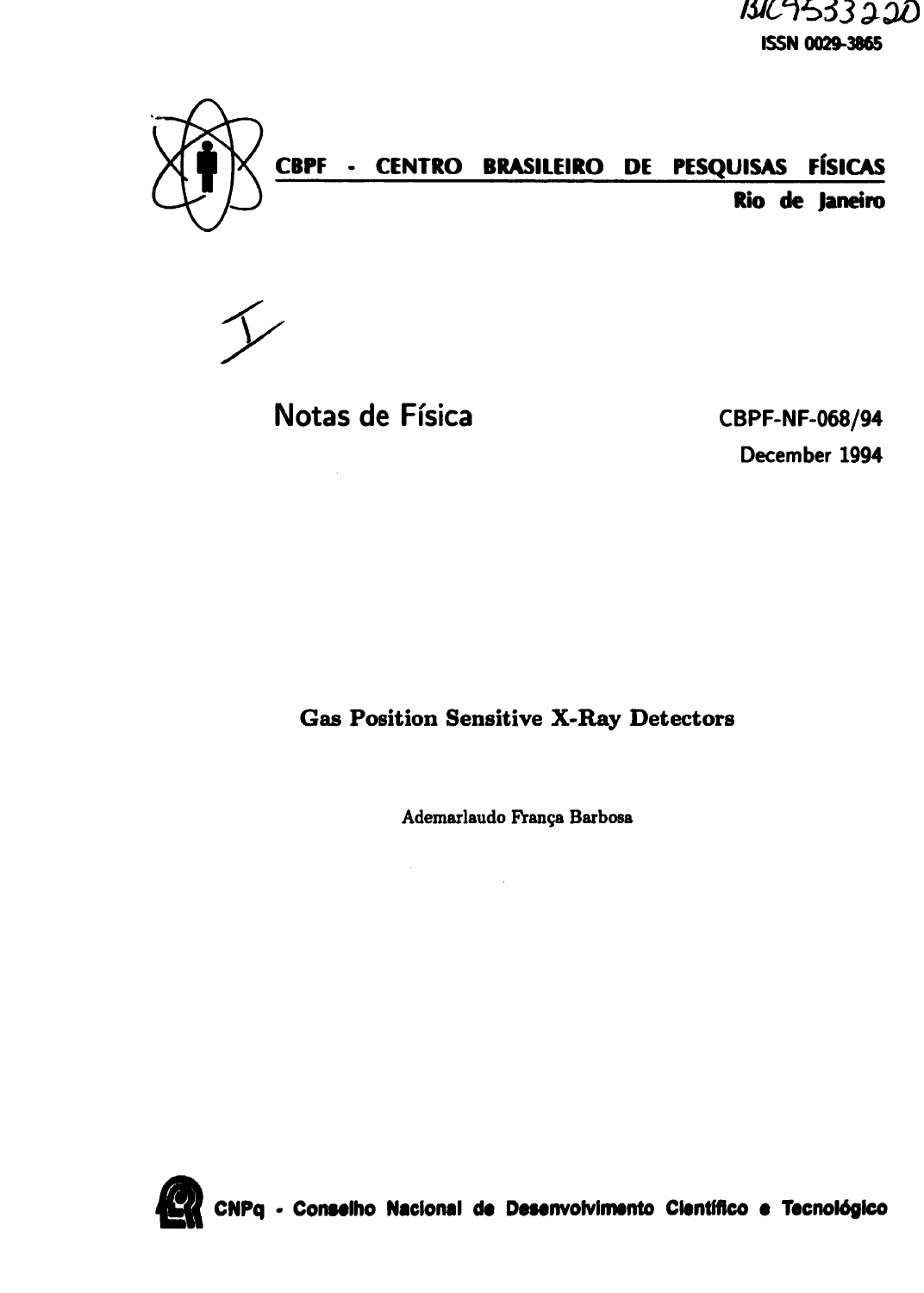BR9533220

ISSN 0029-3865

**CBPF - CENTRO BRASILEIRO DE PESQUISAS FÍSICAS**

**Rio de Janeiro**

# Notas de Física

CBPF-NF-068/94

December 1994

## Gas Position Sensitive X-Ray Detectors

Ademarlaudo França Barbosa

**CNPq - Conselho Nacional de Desenvolvimento Científico e Tecnológico**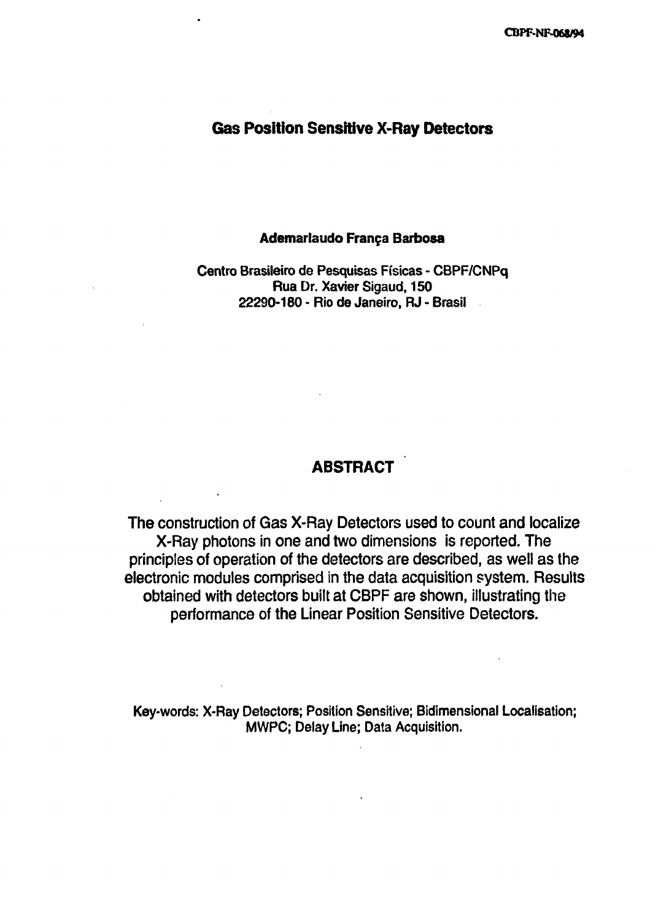CBPF-NF-068/94

# Gas Position Sensitive X-Ray Detectors

**Ademarlaudo França Barbosa**

Centro Brasileiro de Pesquisas Físicas - CBPF/CNPq
Rua Dr. Xavier Sigaud, 150
22290-180 - Rio de Janeiro, RJ - Brasil

## ABSTRACT

The construction of Gas X-Ray Detectors used to count and localize X-Ray photons in one and two dimensions is reported. The principles of operation of the detectors are described, as well as the electronic modules comprised in the data acquisition system. Results obtained with detectors built at CBPF are shown, illustrating the performance of the Linear Position Sensitive Detectors.

Key-words: X-Ray Detectors; Position Sensitive; Bidimensional Localisation; MWPC; Delay Line; Data Acquisition.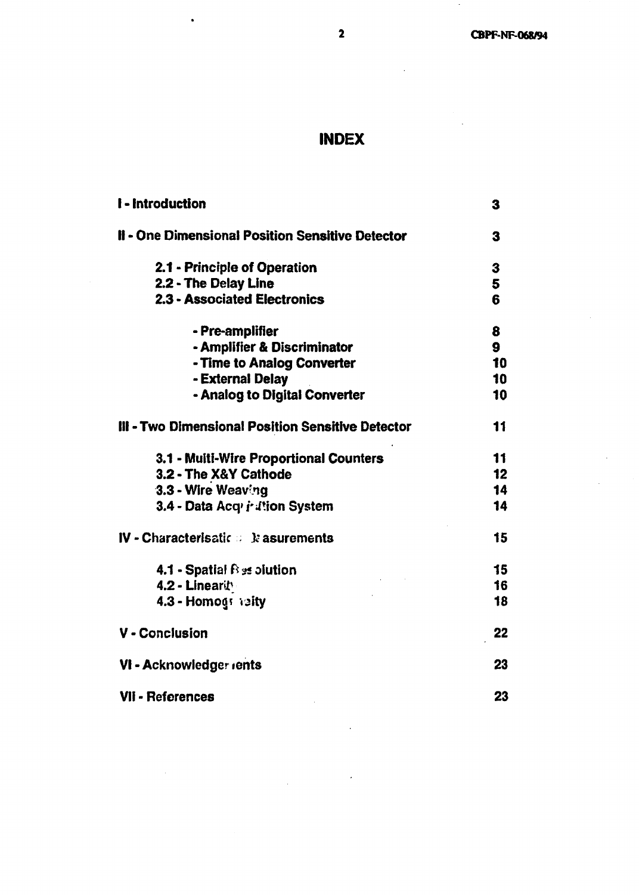# INDEX

| | |
|---|---|
| **I - Introduction** | **3** |
| **II - One Dimensional Position Sensitive Detector** | **3** |
| **2.1 - Principle of Operation** | **3** |
| **2.2 - The Delay Line** | **5** |
| **2.3 - Associated Electronics** | **6** |
| **- Pre-amplifier** | **8** |
| **- Amplifier & Discriminator** | **9** |
| **- Time to Analog Converter** | **10** |
| **- External Delay** | **10** |
| **- Analog to Digital Converter** | **10** |
| **III - Two Dimensional Position Sensitive Detector** | **11** |
| **3.1 - Multi-Wire Proportional Counters** | **11** |
| **3.2 - The X&Y Cathode** | **12** |
| **3.3 - Wire Weaving** | **14** |
| **3.4 - Data Acquisition System** | **14** |
| **IV - Characterisation Measurements** | **15** |
| **4.1 - Spatial Resolution** | **15** |
| **4.2 - Linearity** | **16** |
| **4.3 - Homogeneity** | **18** |
| **V - Conclusion** | **22** |
| **VI - Acknowledgements** | **23** |
| **VII - References** | **23** |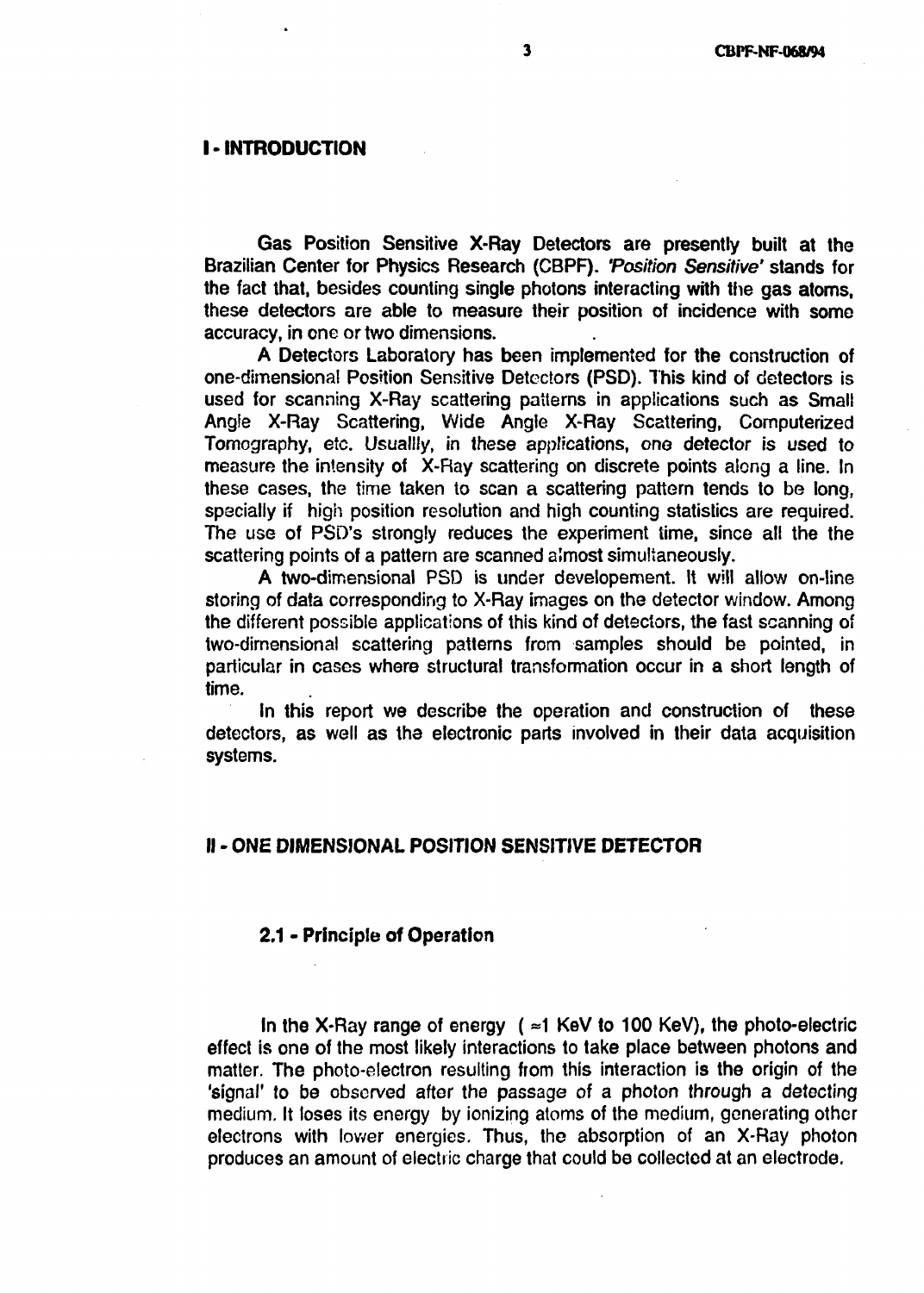# I - INTRODUCTION

Gas Position Sensitive X-Ray Detectors are presently built at the Brazilian Center for Physics Research (CBPF). *'Position Sensitive'* stands for the fact that, besides counting single photons interacting with the gas atoms, these detectors are able to measure their position of incidence with some accuracy, in one or two dimensions.

A Detectors Laboratory has been implemented for the construction of one-dimensional Position Sensitive Detectors (PSD). This kind of detectors is used for scanning X-Ray scattering patterns in applications such as Small Angle X-Ray Scattering, Wide Angle X-Ray Scattering, Computerized Tomography, etc. Usuallly, in these applications, one detector is used to measure the intensity of X-Ray scattering on discrete points along a line. In these cases, the time taken to scan a scattering pattern tends to be long, specially if high position resolution and high counting statistics are required. The use of PSD's strongly reduces the experiment time, since all the the scattering points of a pattern are scanned almost simultaneously.

A two-dimensional PSD is under developement. It will allow on-line storing of data corresponding to X-Ray images on the detector window. Among the different possible applications of this kind of detectors, the fast scanning of two-dimensional scattering patterns from samples should be pointed, in particular in cases where structural transformation occur in a short length of time.

In this report we describe the operation and construction of these detectors, as well as the electronic parts involved in their data acquisition systems.

# II - ONE DIMENSIONAL POSITION SENSITIVE DETECTOR

## 2.1 - Principle of Operation

In the X-Ray range of energy ( $\approx$1 KeV to 100 KeV), the photo-electric effect is one of the most likely interactions to take place between photons and matter. The photo-electron resulting from this interaction is the origin of the 'signal' to be observed after the passage of a photon through a detecting medium. It loses its energy by ionizing atoms of the medium, generating other electrons with lower energies. Thus, the absorption of an X-Ray photon produces an amount of electric charge that could be collected at an electrode.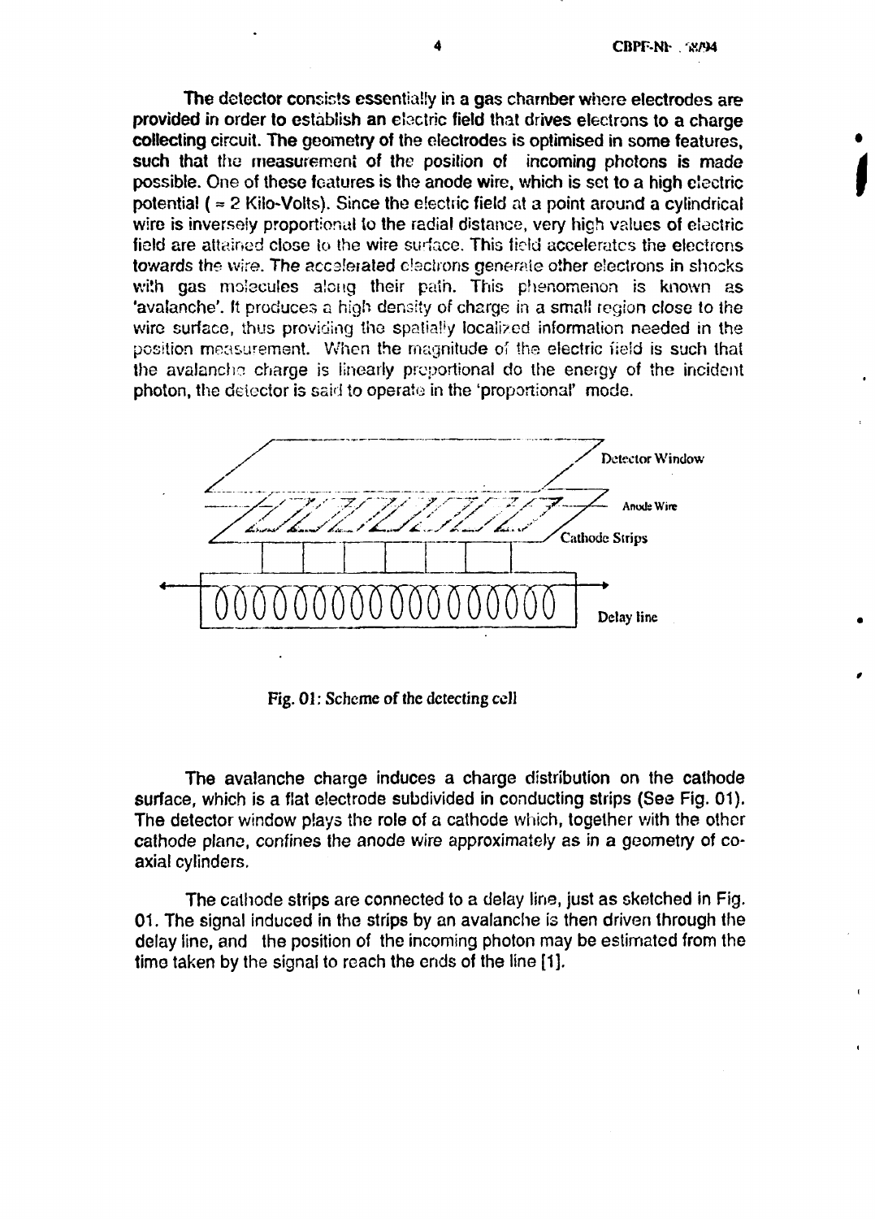The detector consists essentially in a gas chamber where electrodes are provided in order to establish an electric field that drives electrons to a charge collecting circuit. The geometry of the electrodes is optimised in some features, such that the measurement of the position of incoming photons is made possible. One of these features is the anode wire, which is set to a high electric potential ( ≈ 2 Kilo-Volts). Since the electric field at a point around a cylindrical wire is inversely proportional to the radial distance, very high values of electric field are attained close to the wire surface. This field accelerates the electrons towards the wire. The accelerated electrons generate other electrons in shocks with gas molecules along their path. This phenomenon is known as 'avalanche'. It produces a high density of charge in a small region close to the wire surface, thus providing the spatially localized information needed in the position measurement. When the magnitude of the electric field is such that the avalanche charge is linearly proportional do the energy of the incident photon, the detector is said to operate in the 'proportional' mode.

Detector Window

Anode Wire

Cathode Strips

Delay line

Fig. 01: Scheme of the detecting cell

The avalanche charge induces a charge distribution on the cathode surface, which is a flat electrode subdivided in conducting strips (See Fig. 01). The detector window plays the role of a cathode which, together with the other cathode plane, confines the anode wire approximately as in a geometry of co-axial cylinders.

The cathode strips are connected to a delay line, just as sketched in Fig. 01. The signal induced in the strips by an avalanche is then driven through the delay line, and the position of the incoming photon may be estimated from the time taken by the signal to reach the ends of the line [1].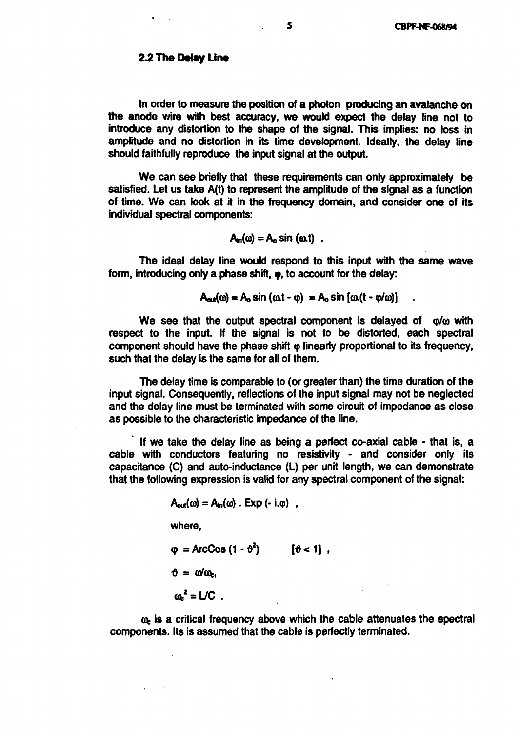### 2.2 The Delay Line

In order to measure the position of a photon producing an avalanche on the anode wire with best accuracy, we would expect the delay line not to introduce any distortion to the shape of the signal. This implies: no loss in amplitude and no distortion in its time development. Ideally, the delay line should faithfully reproduce the input signal at the output.

We can see briefly that these requirements can only approximately be satisfied. Let us take A(t) to represent the amplitude of the signal as a function of time. We can look at it in the frequency domain, and consider one of its individual spectral components:

$$A_{in}(\omega) = A_o \sin(\omega t) \ .$$

The ideal delay line would respond to this input with the same wave form, introducing only a phase shift, $\varphi$, to account for the delay:

$$A_{out}(\omega) = A_o \sin(\omega t - \varphi) = A_o \sin[\omega(t - \varphi/\omega)] \ .$$

We see that the output spectral component is delayed of $\varphi/\omega$ with respect to the input. If the signal is not to be distorted, each spectral component should have the phase shift $\varphi$ linearly proportional to its frequency, such that the delay is the same for all of them.

The delay time is comparable to (or greater than) the time duration of the input signal. Consequently, reflections of the input signal may not be neglected and the delay line must be terminated with some circuit of impedance as close as possible to the characteristic impedance of the line.

If we take the delay line as being a perfect co-axial cable - that is, a cable with conductors featuring no resistivity - and consider only its capacitance (C) and auto-inductance (L) per unit length, we can demonstrate that the following expression is valid for any spectral component of the signal:

$$A_{out}(\omega) = A_{in}(\omega) \,.\, \mathrm{Exp}(-i.\varphi) \ ,$$

where,

$$\varphi = \mathrm{ArcCos}(1 - \vartheta^2) \qquad [\vartheta < 1] \ ,$$

$$\vartheta = \omega/\omega_c,$$

$$\omega_c^2 = L/C \ .$$

$\omega_c$ is a critical frequency above which the cable attenuates the spectral components. Its is assumed that the cable is perfectly terminated.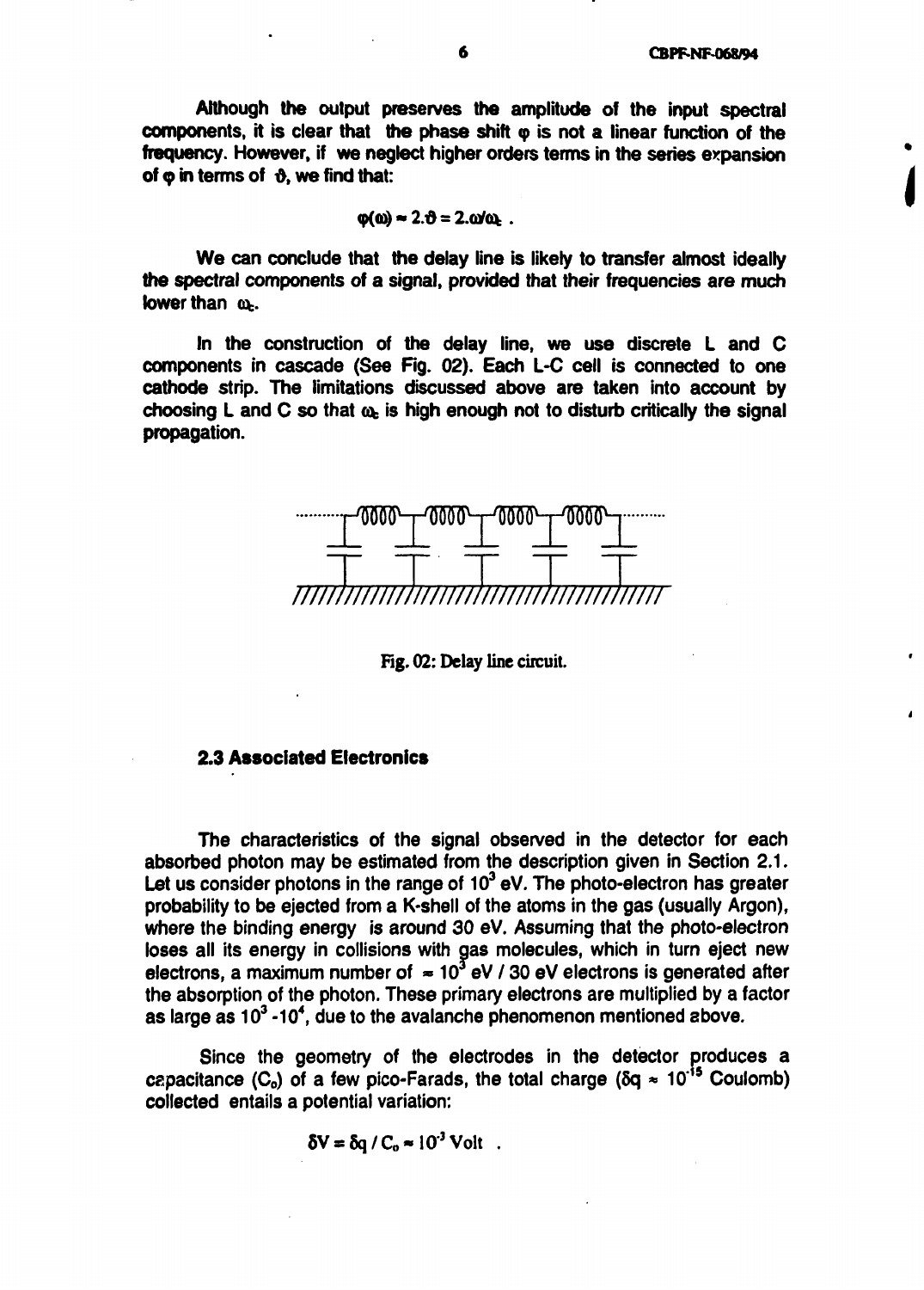Although the output preserves the amplitude of the input spectral components, it is clear that the phase shift $\varphi$ is not a linear function of the frequency. However, if we neglect higher orders terms in the series expansion of $\varphi$ in terms of $\vartheta$, we find that:

$$\varphi(\omega) \approx 2.\vartheta = 2.\omega/\omega_c \ .$$

We can conclude that the delay line is likely to transfer almost ideally the spectral components of a signal, provided that their frequencies are much lower than $\omega_c$.

In the construction of the delay line, we use discrete L and C components in cascade (See Fig. 02). Each L-C cell is connected to one cathode strip. The limitations discussed above are taken into account by choosing L and C so that $\omega_c$ is high enough not to disturb critically the signal propagation.

Fig. 02: Delay line circuit.

## 2.3 Associated Electronics

The characteristics of the signal observed in the detector for each absorbed photon may be estimated from the description given in Section 2.1. Let us consider photons in the range of $10^3$ eV. The photo-electron has greater probability to be ejected from a K-shell of the atoms in the gas (usually Argon), where the binding energy is around 30 eV. Assuming that the photo-electron loses all its energy in collisions with gas molecules, which in turn eject new electrons, a maximum number of $\approx 10^3$ eV / 30 eV electrons is generated after the absorption of the photon. These primary electrons are multiplied by a factor as large as $10^3$ - $10^4$, due to the avalanche phenomenon mentioned above.

Since the geometry of the electrodes in the detector produces a capacitance ($C_o$) of a few pico-Farads, the total charge ($\delta q \approx 10^{-15}$ Coulomb) collected entails a potential variation:

$$\delta V = \delta q / C_o \approx 10^{-3} \text{ Volt} \ .$$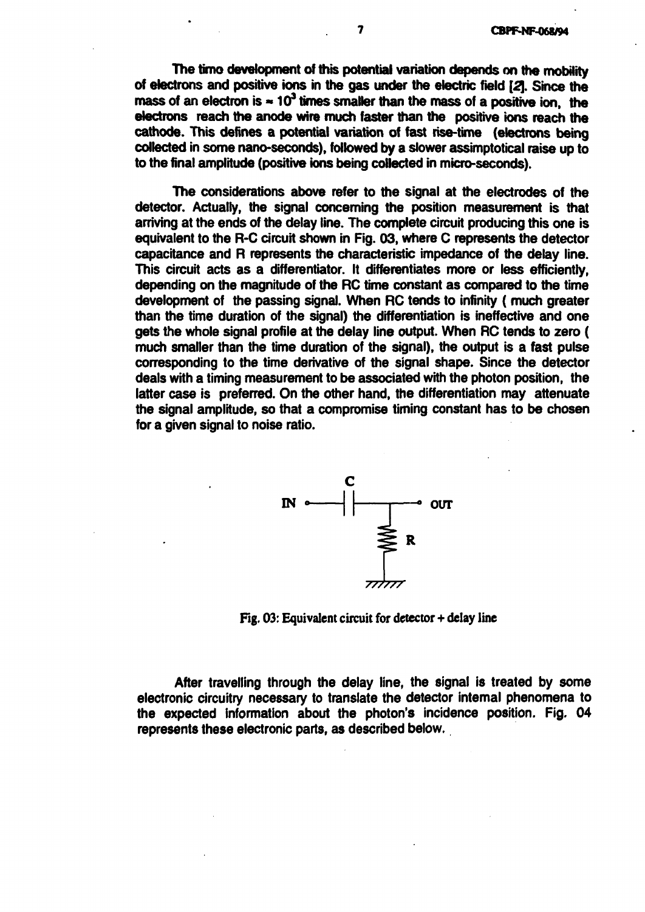The time development of this potential variation depends on the mobility of electrons and positive ions in the gas under the electric field [2]. Since the mass of an electron is $\approx 10^3$ times smaller than the mass of a positive ion, the electrons reach the anode wire much faster than the positive ions reach the cathode. This defines a potential variation of fast rise-time (electrons being collected in some nano-seconds), followed by a slower assimptotical raise up to to the final amplitude (positive ions being collected in micro-seconds).

The considerations above refer to the signal at the electrodes of the detector. Actually, the signal concerning the position measurement is that arriving at the ends of the delay line. The complete circuit producing this one is equivalent to the R-C circuit shown in Fig. 03, where C represents the detector capacitance and R represents the characteristic impedance of the delay line. This circuit acts as a differentiator. It differentiates more or less efficiently, depending on the magnitude of the RC time constant as compared to the time development of the passing signal. When RC tends to infinity ( much greater than the time duration of the signal) the differentiation is ineffective and one gets the whole signal profile at the delay line output. When RC tends to zero ( much smaller than the time duration of the signal), the output is a fast pulse corresponding to the time derivative of the signal shape. Since the detector deals with a timing measurement to be associated with the photon position, the latter case is preferred. On the other hand, the differentiation may attenuate the signal amplitude, so that a compromise timing constant has to be chosen for a given signal to noise ratio.

Fig. 03: Equivalent circuit for detector + delay line

After travelling through the delay line, the signal is treated by some electronic circuitry necessary to translate the detector internal phenomena to the expected information about the photon's incidence position. Fig. 04 represents these electronic parts, as described below.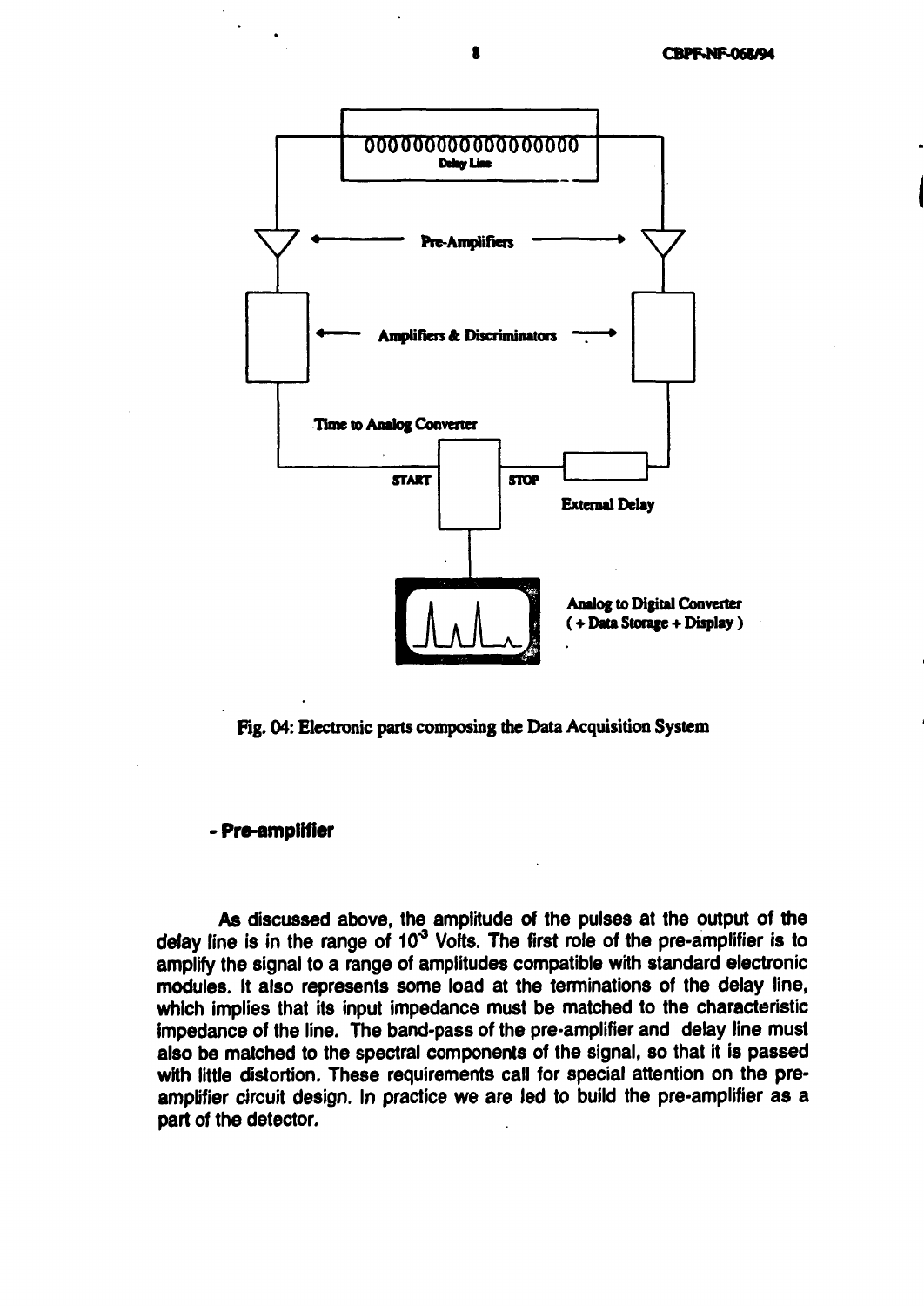Fig. 04: Electronic parts composing the Data Acquisition System

**- Pre-amplifier**

As discussed above, the amplitude of the pulses at the output of the delay line is in the range of $10^{-3}$ Volts. The first role of the pre-amplifier is to amplify the signal to a range of amplitudes compatible with standard electronic modules. It also represents some load at the terminations of the delay line, which implies that its input impedance must be matched to the characteristic impedance of the line. The band-pass of the pre-amplifier and delay line must also be matched to the spectral components of the signal, so that it is passed with little distortion. These requirements call for special attention on the pre-amplifier circuit design. In practice we are led to build the pre-amplifier as a part of the detector.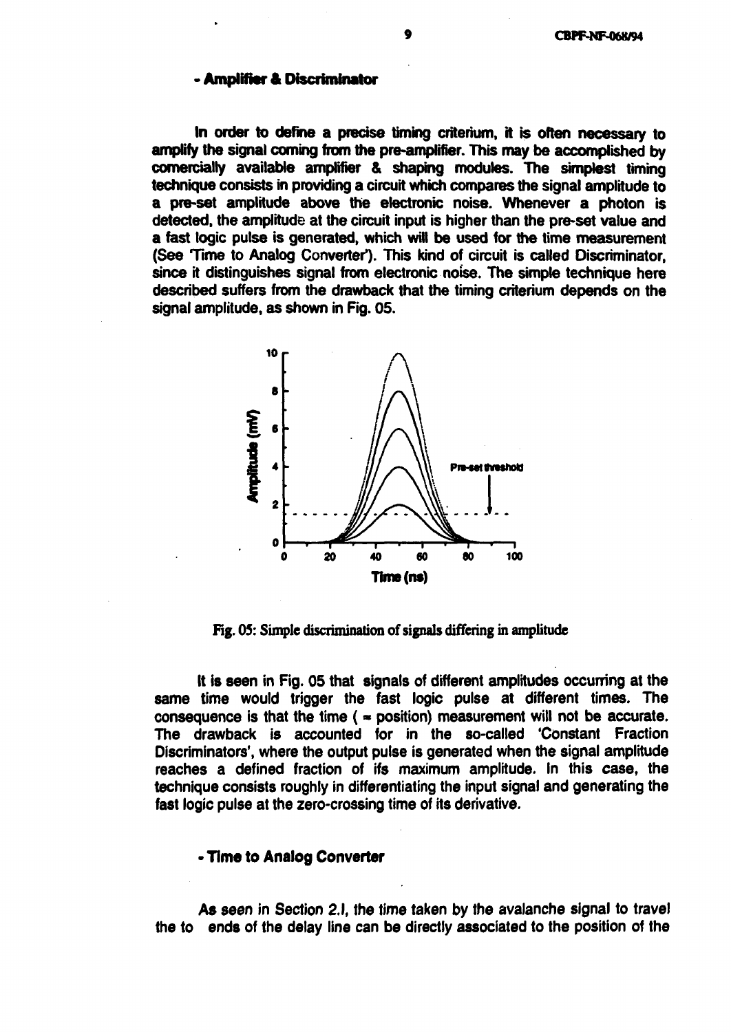### - Amplifier & Discriminator

In order to define a precise timing criterium, it is often necessary to amplify the signal coming from the pre-amplifier. This may be accomplished by comercially available amplifier & shaping modules. The simplest timing technique consists in providing a circuit which compares the signal amplitude to a pre-set amplitude above the electronic noise. Whenever a photon is detected, the amplitude at the circuit input is higher than the pre-set value and a fast logic pulse is generated, which will be used for the time measurement (See 'Time to Analog Converter'). This kind of circuit is called Discriminator, since it distinguishes signal from electronic noise. The simple technique here described suffers from the drawback that the timing criterium depends on the signal amplitude, as shown in Fig. 05.

Fig. 05: Simple discrimination of signals differing in amplitude

It is seen in Fig. 05 that signals of different amplitudes occurring at the same time would trigger the fast logic pulse at different times. The consequence is that the time ( = position) measurement will not be accurate. The drawback is accounted for in the so-called 'Constant Fraction Discriminators', where the output pulse is generated when the signal amplitude reaches a defined fraction of its maximum amplitude. In this case, the technique consists roughly in differentiating the input signal and generating the fast logic pulse at the zero-crossing time of its derivative.

### - Time to Analog Converter

As seen in Section 2.1, the time taken by the avalanche signal to travel the to ends of the delay line can be directly associated to the position of the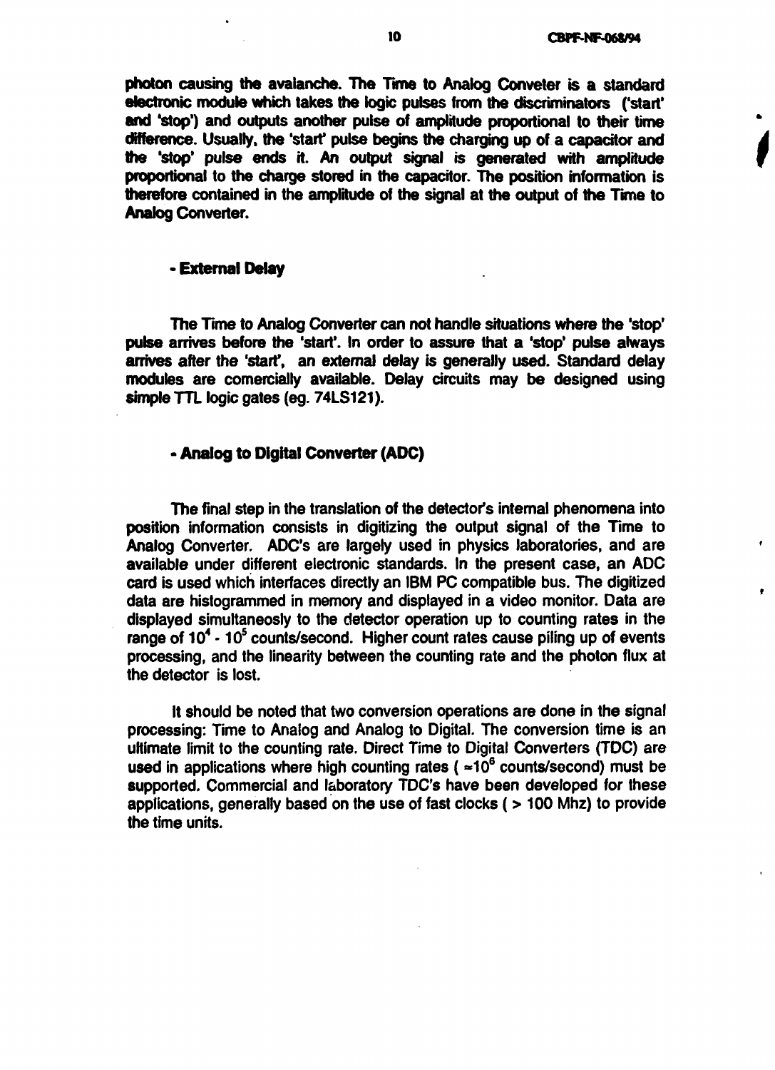photon causing the avalanche. The Time to Analog Conveter is a standard electronic module which takes the logic pulses from the discriminators ('start' and 'stop') and outputs another pulse of amplitude proportional to their time difference. Usually, the 'start' pulse begins the charging up of a capacitor and the 'stop' pulse ends it. An output signal is generated with amplitude proportional to the charge stored in the capacitor. The position information is therefore contained in the amplitude of the signal at the output of the Time to Analog Converter.

### - External Delay

The Time to Analog Converter can not handle situations where the 'stop' pulse arrives before the 'start'. In order to assure that a 'stop' pulse always arrives after the 'start', an external delay is generally used. Standard delay modules are comercially available. Delay circuits may be designed using simple TTL logic gates (eg. 74LS121).

### - Analog to Digital Converter (ADC)

The final step in the translation of the detector's internal phenomena into position information consists in digitizing the output signal of the Time to Analog Converter. ADC's are largely used in physics laboratories, and are available under different electronic standards. In the present case, an ADC card is used which interfaces directly an IBM PC compatible bus. The digitized data are histogrammed in memory and displayed in a video monitor. Data are displayed simultaneosly to the detector operation up to counting rates in the range of $10^4$ - $10^5$ counts/second. Higher count rates cause piling up of events processing, and the linearity between the counting rate and the photon flux at the detector is lost.

It should be noted that two conversion operations are done in the signal processing: Time to Analog and Analog to Digital. The conversion time is an ultimate limit to the counting rate. Direct Time to Digital Converters (TDC) are used in applications where high counting rates ( $\approx 10^6$ counts/second) must be supported. Commercial and laboratory TDC's have been developed for these applications, generally based on the use of fast clocks ( > 100 Mhz) to provide the time units.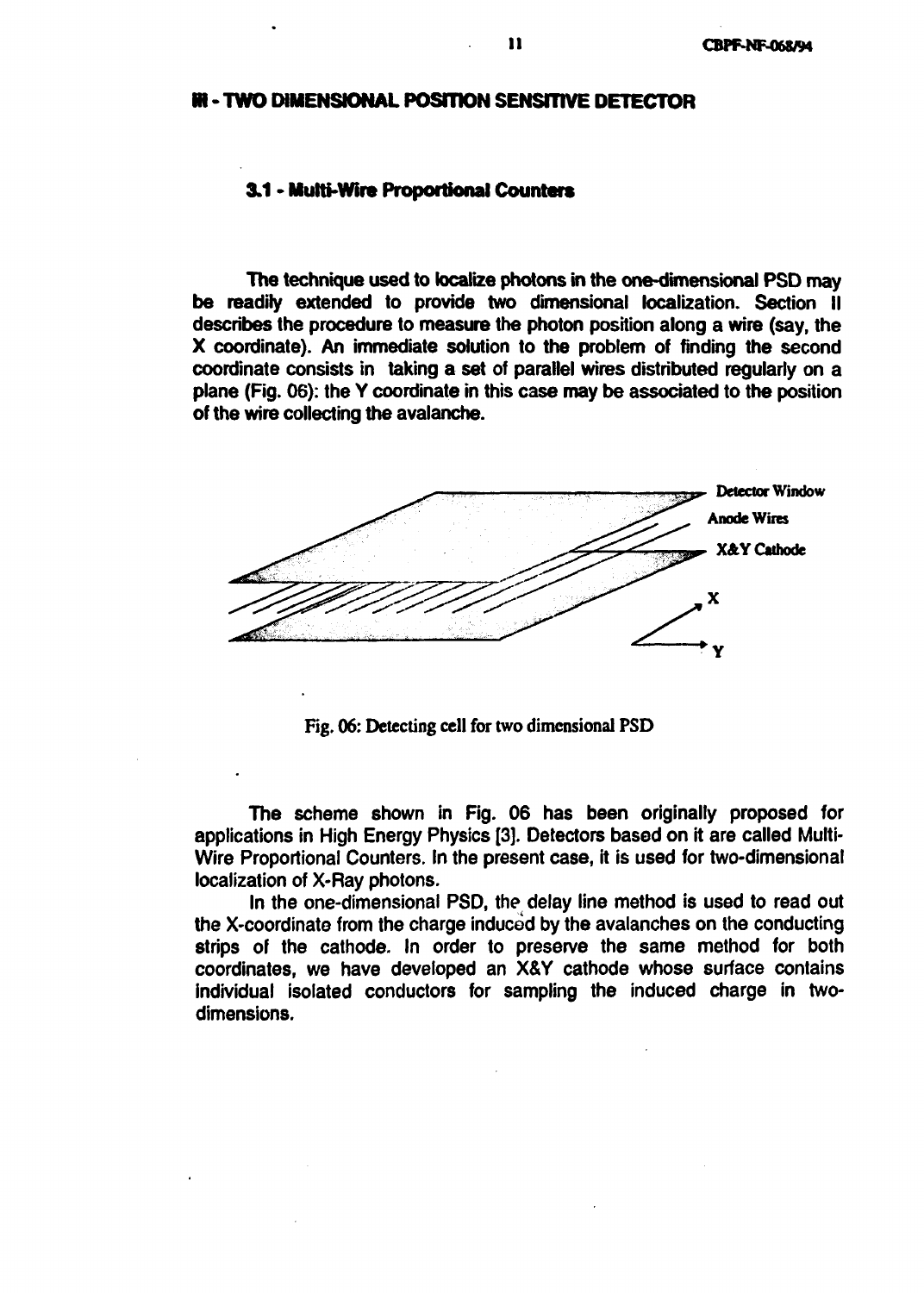## III - TWO DIMENSIONAL POSITION SENSITIVE DETECTOR

### 3.1 - Multi-Wire Proportional Counters

The technique used to localize photons in the one-dimensional PSD may be readily extended to provide two dimensional localization. Section II describes the procedure to measure the photon position along a wire (say, the X coordinate). An immediate solution to the problem of finding the second coordinate consists in taking a set of parallel wires distributed regularly on a plane (Fig. 06): the Y coordinate in this case may be associated to the position of the wire collecting the avalanche.

Detector Window

Anode Wires

X&Y Cathode

X

Y

Fig. 06: Detecting cell for two dimensional PSD

The scheme shown in Fig. 06 has been originally proposed for applications in High Energy Physics [3]. Detectors based on it are called Multi-Wire Proportional Counters. In the present case, it is used for two-dimensional localization of X-Ray photons.

In the one-dimensional PSD, the delay line method is used to read out the X-coordinate from the charge induced by the avalanches on the conducting strips of the cathode. In order to preserve the same method for both coordinates, we have developed an X&Y cathode whose surface contains individual isolated conductors for sampling the induced charge in two-dimensions.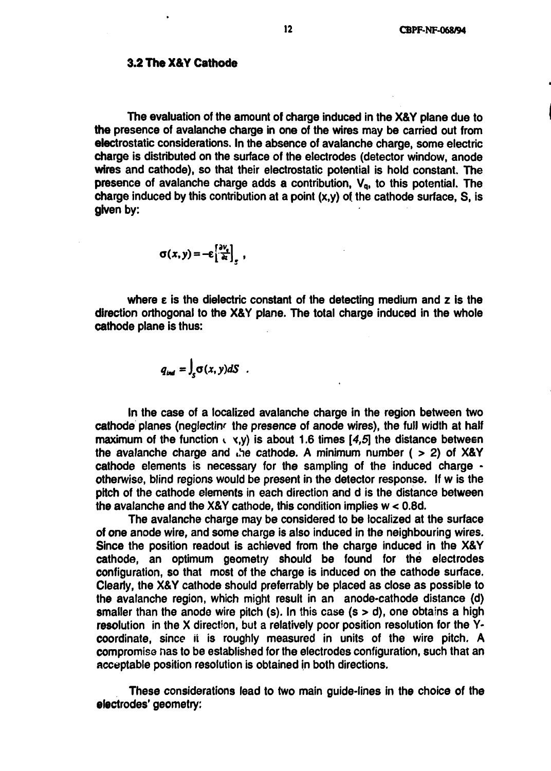### 3.2 The X&Y Cathode

The evaluation of the amount of charge induced in the X&Y plane due to the presence of avalanche charge in one of the wires may be carried out from electrostatic considerations. In the absence of avalanche charge, some electric charge is distributed on the surface of the electrodes (detector window, anode wires and cathode), so that their electrostatic potential is hold constant. The presence of avalanche charge adds a contribution, $V_q$, to this potential. The charge induced by this contribution at a point (x,y) of the cathode surface, S, is given by:

$$\sigma(x,y) = -\varepsilon\left[\frac{\partial V_q}{\partial z}\right]_S ,$$

where $\varepsilon$ is the dielectric constant of the detecting medium and z is the direction orthogonal to the X&Y plane. The total charge induced in the whole cathode plane is thus:

$$q_{ind} = \int_S \sigma(x,y)dS \ .$$

In the case of a localized avalanche charge in the region between two cathode planes (neglecting the presence of anode wires), the full width at half maximum of the function $\sigma(x,y)$ is about 1.6 times [4,5] the distance between the avalanche charge and the cathode. A minimum number ( > 2) of X&Y cathode elements is necessary for the sampling of the induced charge - otherwise, blind regions would be present in the detector response. If w is the pitch of the cathode elements in each direction and d is the distance between the avalanche and the X&Y cathode, this condition implies $w < 0.8d$.

The avalanche charge may be considered to be localized at the surface of one anode wire, and some charge is also induced in the neighbouring wires. Since the position readout is achieved from the charge induced in the X&Y cathode, an optimum geometry should be found for the electrodes configuration, so that most of the charge is induced on the cathode surface. Clearly, the X&Y cathode should preferrably be placed as close as possible to the avalanche region, which might result in an anode-cathode distance (d) smaller than the anode wire pitch (s). In this case ($s > d$), one obtains a high resolution in the X direction, but a relatively poor position resolution for the Y-coordinate, since it is roughly measured in units of the wire pitch. A compromise has to be established for the electrodes configuration, such that an acceptable position resolution is obtained in both directions.

These considerations lead to two main guide-lines in the choice of the electrodes' geometry: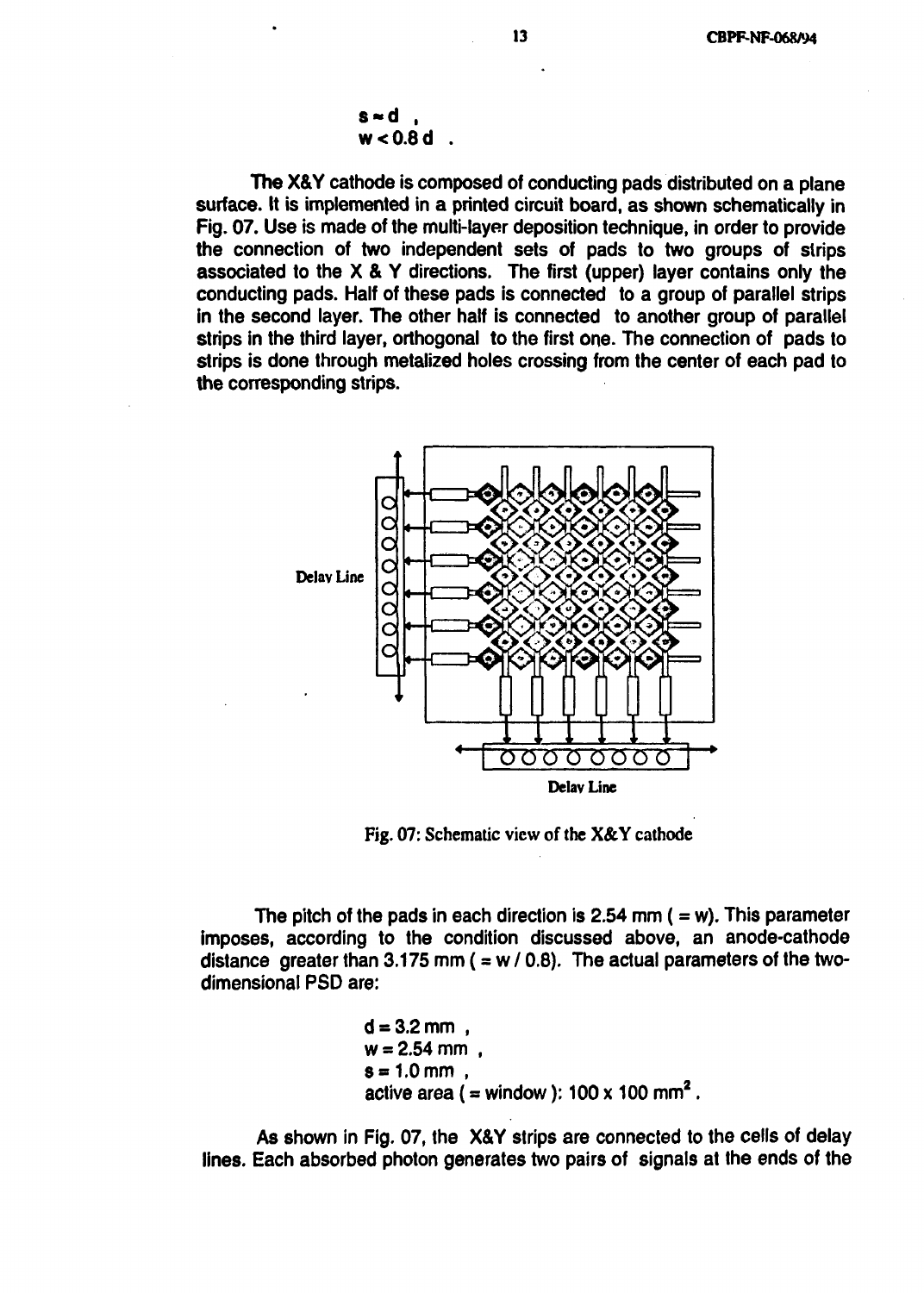$$s \approx d \; ,$$
$$w < 0.8\,d \; .$$

The X&Y cathode is composed of conducting pads distributed on a plane surface. It is implemented in a printed circuit board, as shown schematically in Fig. 07. Use is made of the multi-layer deposition technique, in order to provide the connection of two independent sets of pads to two groups of strips associated to the X & Y directions. The first (upper) layer contains only the conducting pads. Half of these pads is connected to a group of parallel strips in the second layer. The other half is connected to another group of parallel strips in the third layer, orthogonal to the first one. The connection of pads to strips is done through metalized holes crossing from the center of each pad to the corresponding strips.

Fig. 07: Schematic view of the X&Y cathode

The pitch of the pads in each direction is 2.54 mm ( = w). This parameter imposes, according to the condition discussed above, an anode-cathode distance greater than 3.175 mm ( = w / 0.8). The actual parameters of the two-dimensional PSD are:

$d = 3.2$ mm ,
$w = 2.54$ mm ,
$s = 1.0$ mm ,
active area ( = window ): 100 x 100 $mm^2$ .

As shown in Fig. 07, the X&Y strips are connected to the cells of delay lines. Each absorbed photon generates two pairs of signals at the ends of the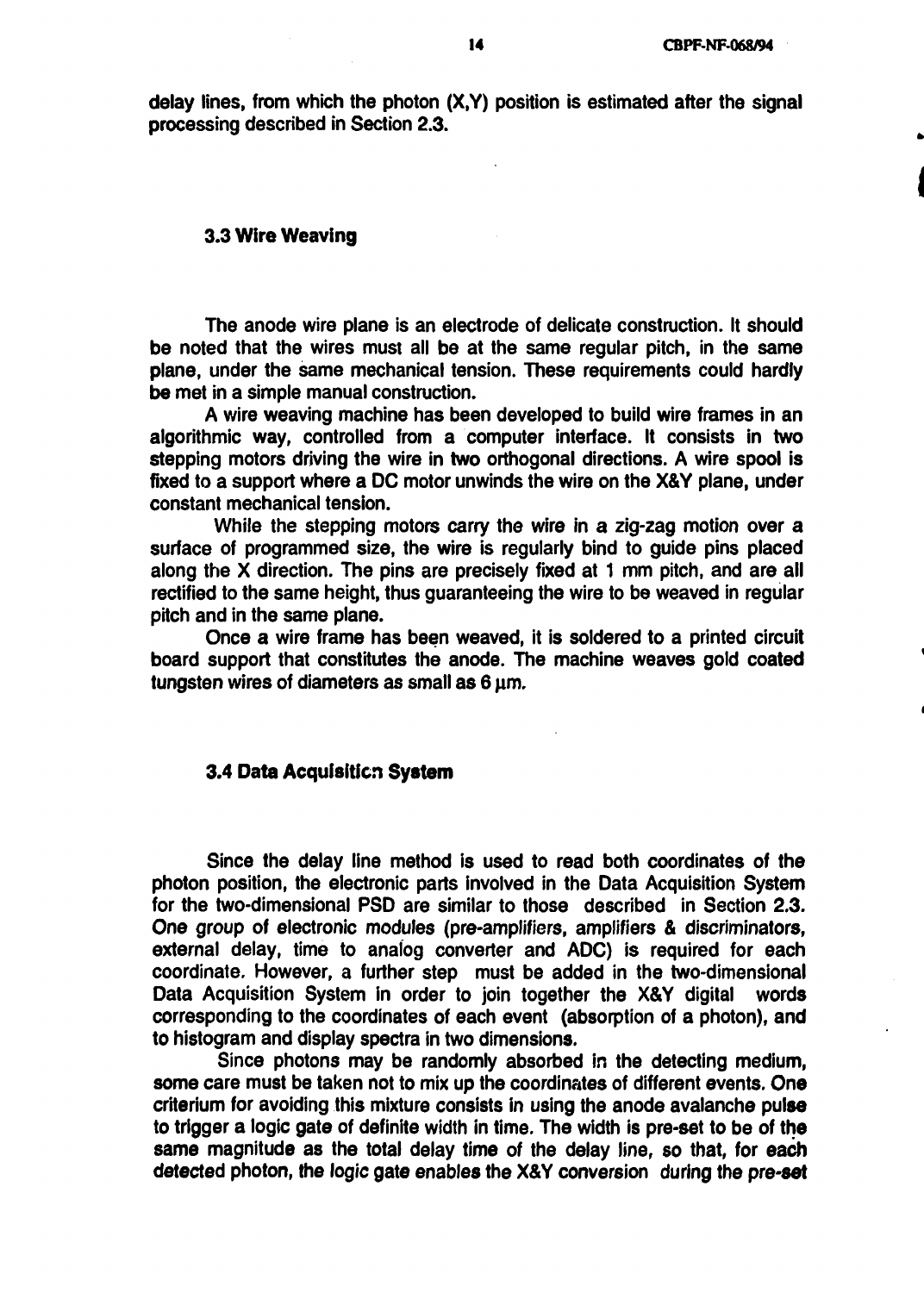delay lines, from which the photon (X,Y) position is estimated after the signal processing described in Section 2.3.

### 3.3 Wire Weaving

The anode wire plane is an electrode of delicate construction. It should be noted that the wires must all be at the same regular pitch, in the same plane, under the same mechanical tension. These requirements could hardly be met in a simple manual construction.

A wire weaving machine has been developed to build wire frames in an algorithmic way, controlled from a computer interface. It consists in two stepping motors driving the wire in two orthogonal directions. A wire spool is fixed to a support where a DC motor unwinds the wire on the X&Y plane, under constant mechanical tension.

While the stepping motors carry the wire in a zig-zag motion over a surface of programmed size, the wire is regularly bind to guide pins placed along the X direction. The pins are precisely fixed at 1 mm pitch, and are all rectified to the same height, thus guaranteeing the wire to be weaved in regular pitch and in the same plane.

Once a wire frame has been weaved, it is soldered to a printed circuit board support that constitutes the anode. The machine weaves gold coated tungsten wires of diameters as small as 6 μm.

### 3.4 Data Acquisition System

Since the delay line method is used to read both coordinates of the photon position, the electronic parts involved in the Data Acquisition System for the two-dimensional PSD are similar to those described in Section 2.3. One group of electronic modules (pre-amplifiers, amplifiers & discriminators, external delay, time to analog converter and ADC) is required for each coordinate. However, a further step must be added in the two-dimensional Data Acquisition System in order to join together the X&Y digital words corresponding to the coordinates of each event (absorption of a photon), and to histogram and display spectra in two dimensions.

Since photons may be randomly absorbed in the detecting medium, some care must be taken not to mix up the coordinates of different events. One criterium for avoiding this mixture consists in using the anode avalanche pulse to trigger a logic gate of definite width in time. The width is pre-set to be of the same magnitude as the total delay time of the delay line, so that, for each detected photon, the logic gate enables the X&Y conversion during the pre-set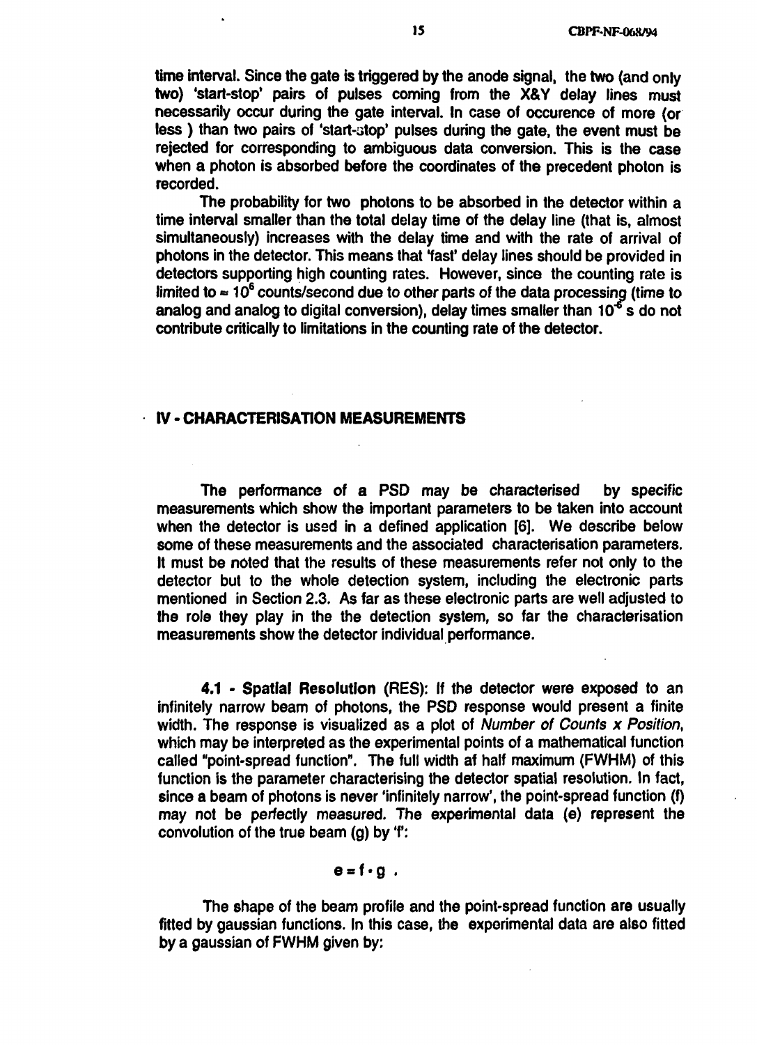time interval. Since the gate is triggered by the anode signal, the two (and only two) 'start-stop' pairs of pulses coming from the X&Y delay lines must necessarily occur during the gate interval. In case of occurence of more (or less ) than two pairs of 'start-stop' pulses during the gate, the event must be rejected for corresponding to ambiguous data conversion. This is the case when a photon is absorbed before the coordinates of the precedent photon is recorded.

The probability for two photons to be absorbed in the detector within a time interval smaller than the total delay time of the delay line (that is, almost simultaneously) increases with the delay time and with the rate of arrival of photons in the detector. This means that 'fast' delay lines should be provided in detectors supporting high counting rates. However, since the counting rate is limited to $\approx 10^6$ counts/second due to other parts of the data processing (time to analog and analog to digital conversion), delay times smaller than $10^{-6}$ s do not contribute critically to limitations in the counting rate of the detector.

## IV - CHARACTERISATION MEASUREMENTS

The performance of a PSD may be characterised by specific measurements which show the important parameters to be taken into account when the detector is used in a defined application [6]. We describe below some of these measurements and the associated characterisation parameters. It must be noted that the results of these measurements refer not only to the detector but to the whole detection system, including the electronic parts mentioned in Section 2.3. As far as these electronic parts are well adjusted to the role they play in the the detection system, so far the characterisation measurements show the detector individual performance.

**4.1 - Spatial Resolution** (RES): If the detector were exposed to an infinitely narrow beam of photons, the PSD response would present a finite width. The response is visualized as a plot of *Number of Counts x Position*, which may be interpreted as the experimental points of a mathematical function called "point-spread function". The full width af half maximum (FWHM) of this function is the parameter characterising the detector spatial resolution. In fact, since a beam of photons is never 'infinitely narrow', the point-spread function (f) may not be perfectly measured. The experimental data (e) represent the convolution of the true beam (g) by 'f':

$$e = f \cdot g \ .$$

The shape of the beam profile and the point-spread function are usually fitted by gaussian functions. In this case, the experimental data are also fitted by a gaussian of FWHM given by: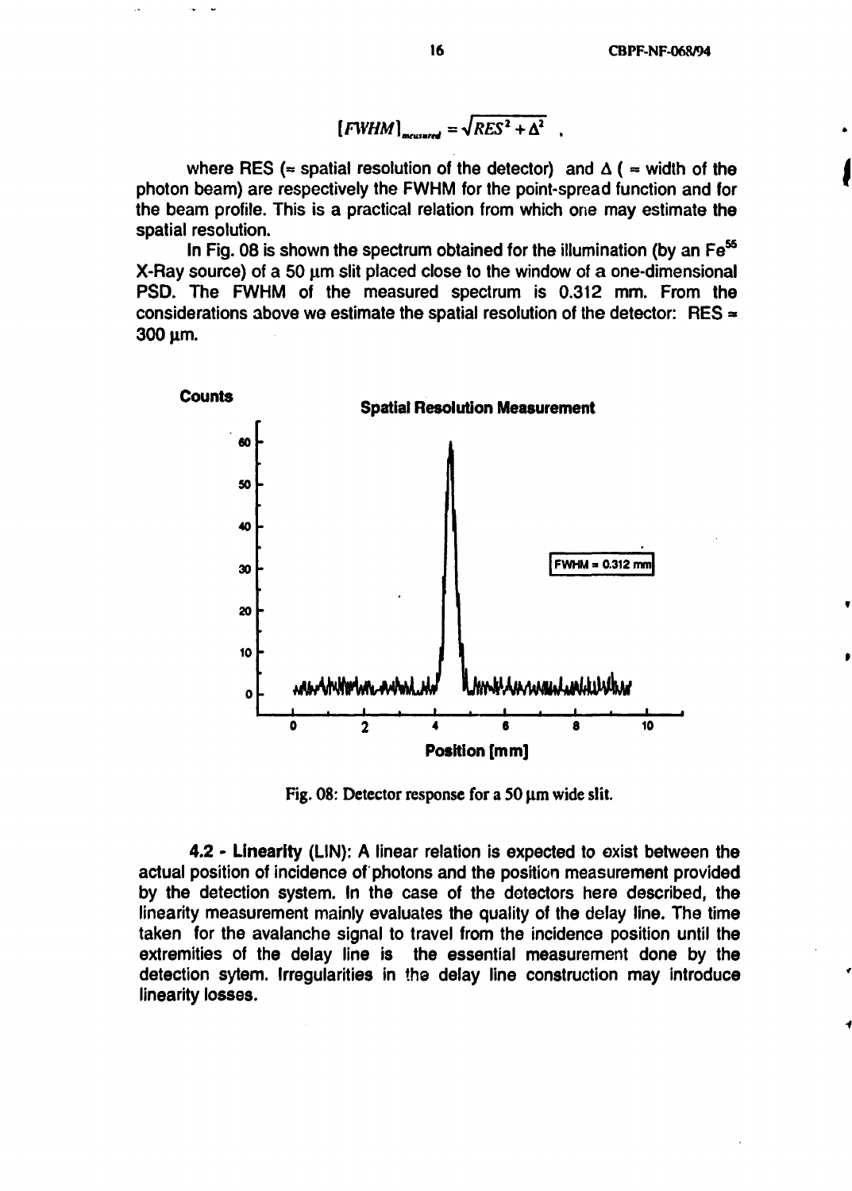$$[FWHM]_{measured} = \sqrt{RES^2 + \Delta^2} \ ,$$

where RES (= spatial resolution of the detector) and $\Delta$ ( = width of the photon beam) are respectively the FWHM for the point-spread function and for the beam profile. This is a practical relation from which one may estimate the spatial resolution.

In Fig. 08 is shown the spectrum obtained for the illumination (by an $Fe^{55}$ X-Ray source) of a 50 μm slit placed close to the window of a one-dimensional PSD. The FWHM of the measured spectrum is 0.312 mm. From the considerations above we estimate the spatial resolution of the detector: RES ≈ 300 μm.

Fig. 08: Detector response for a 50 μm wide slit.

**4.2 - Linearity** (LIN): A linear relation is expected to exist between the actual position of incidence of photons and the position measurement provided by the detection system. In the case of the detectors here described, the linearity measurement mainly evaluates the quality of the delay line. The time taken for the avalanche signal to travel from the incidence position until the extremities of the delay line is the essential measurement done by the detection sytem. Irregularities in the delay line construction may introduce linearity losses.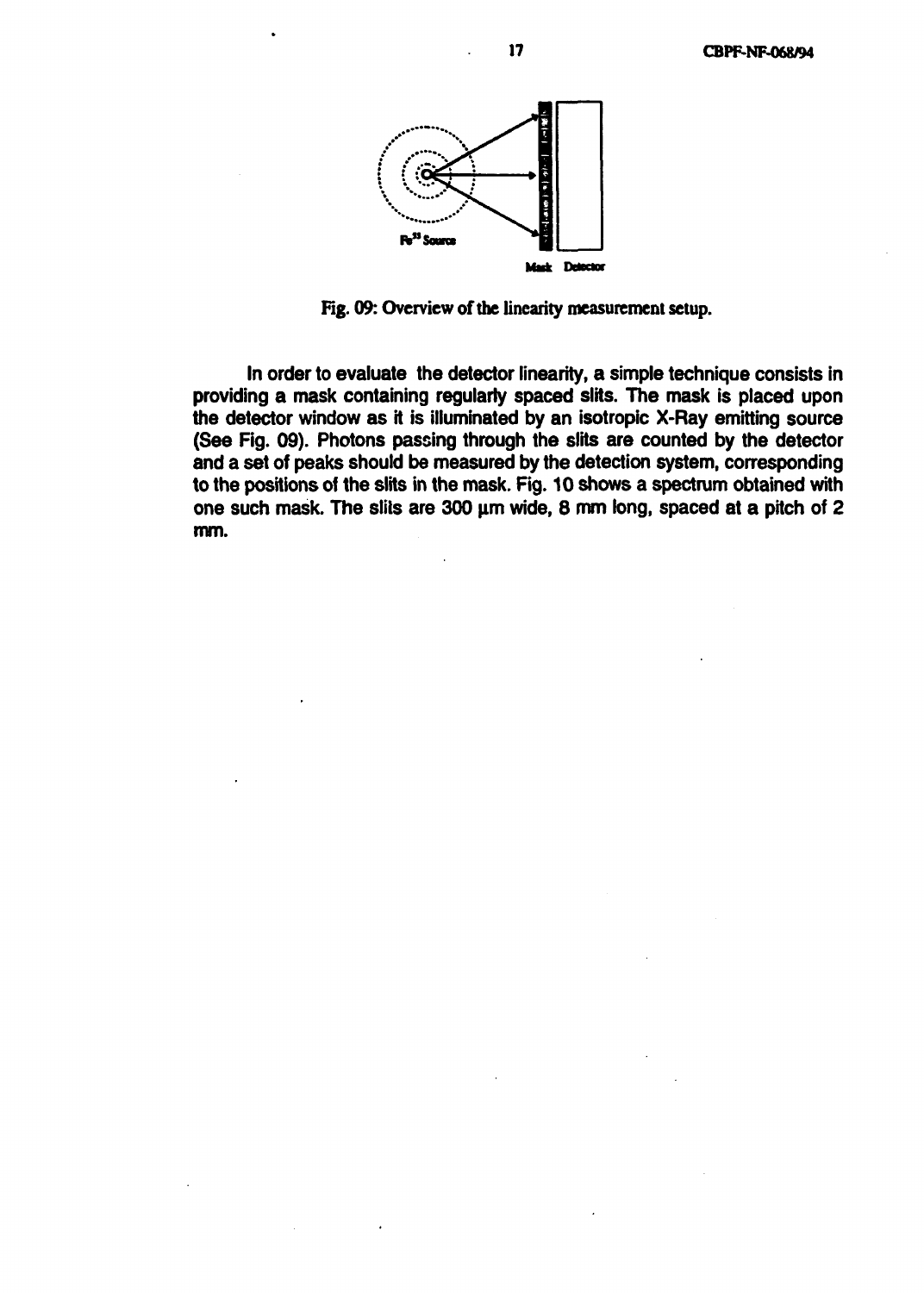Fig. 09: Overview of the linearity measurement setup.

In order to evaluate the detector linearity, a simple technique consists in providing a mask containing regularly spaced slits. The mask is placed upon the detector window as it is illuminated by an isotropic X-Ray emitting source (See Fig. 09). Photons passing through the slits are counted by the detector and a set of peaks should be measured by the detection system, corresponding to the positions of the slits in the mask. Fig. 10 shows a spectrum obtained with one such mask. The slits are 300 μm wide, 8 mm long, spaced at a pitch of 2 mm.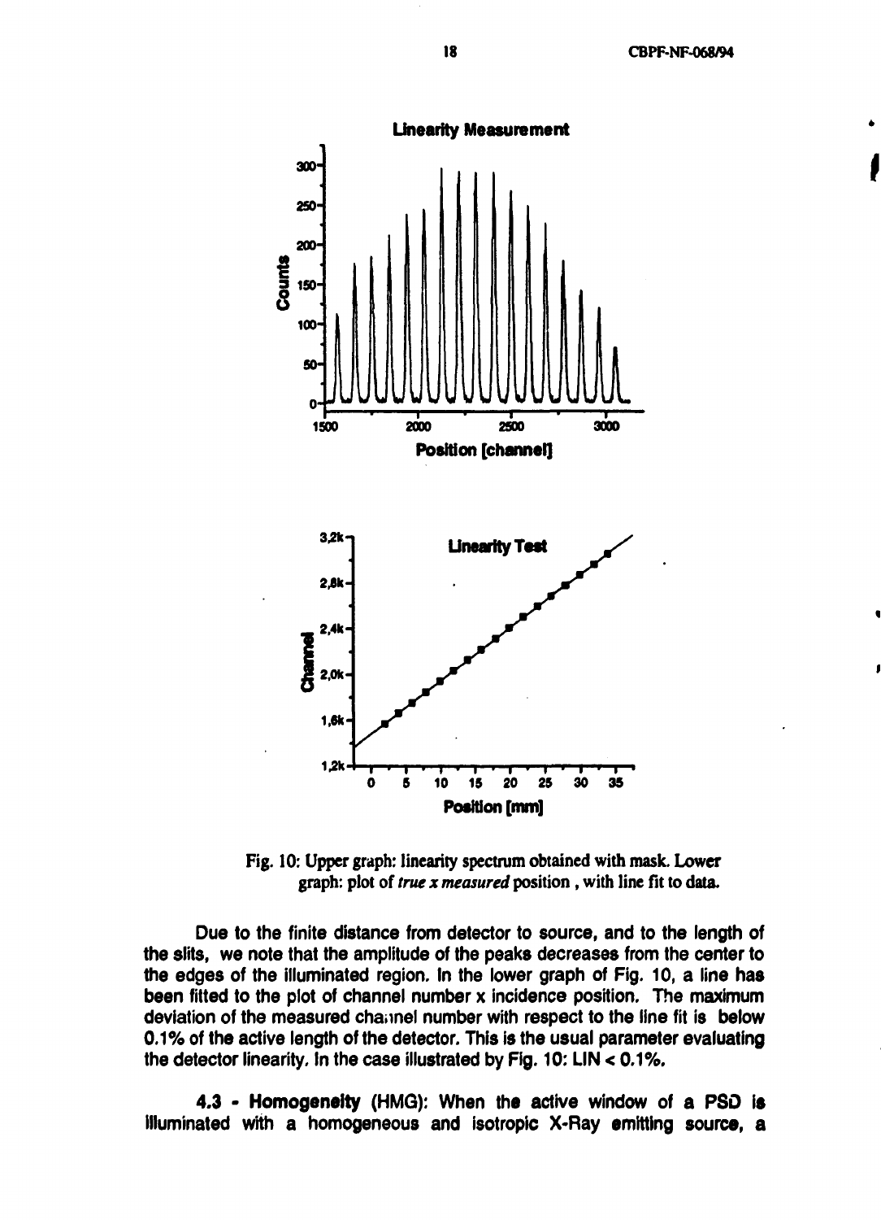Fig. 10: Upper graph: linearity spectrum obtained with mask. Lower graph: plot of *true x measured* position , with line fit to data.

Due to the finite distance from detector to source, and to the length of the slits, we note that the amplitude of the peaks decreases from the center to the edges of the illuminated region. In the lower graph of Fig. 10, a line has been fitted to the plot of channel number x incidence position. The maximum deviation of the measured channel number with respect to the line fit is below 0.1% of the active length of the detector. This is the usual parameter evaluating the detector linearity. In the case illustrated by Fig. 10: LIN < 0.1%.

**4.3 - Homogeneity** (HMG): **When the active window of a PSD is illuminated with a homogeneous and isotropic X-Ray emitting source, a**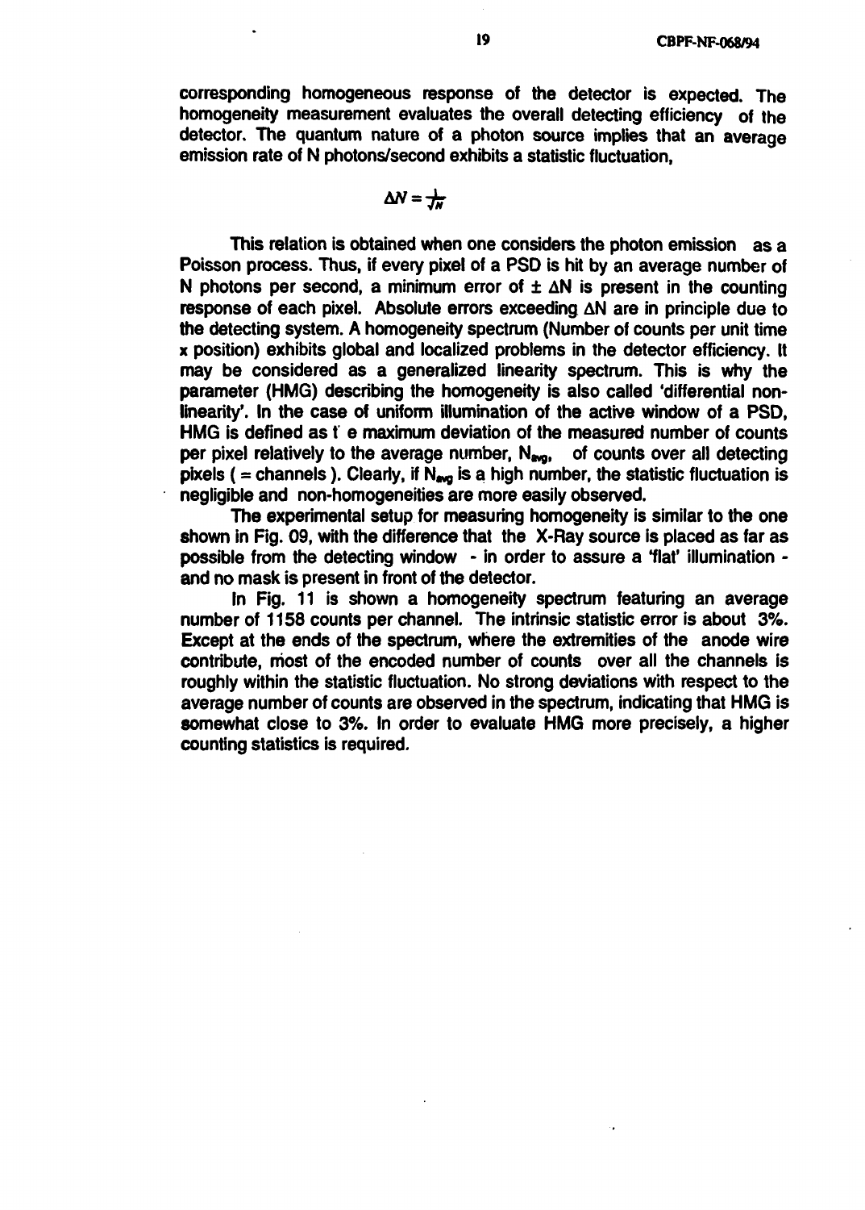corresponding homogeneous response of the detector is expected. The homogeneity measurement evaluates the overall detecting efficiency of the detector. The quantum nature of a photon source implies that an average emission rate of N photons/second exhibits a statistic fluctuation,

$$\Delta N = \frac{1}{\sqrt{N}}$$

This relation is obtained when one considers the photon emission as a Poisson process. Thus, if every pixel of a PSD is hit by an average number of N photons per second, a minimum error of $\pm \Delta N$ is present in the counting response of each pixel. Absolute errors exceeding $\Delta N$ are in principle due to the detecting system. A homogeneity spectrum (Number of counts per unit time x position) exhibits global and localized problems in the detector efficiency. It may be considered as a generalized linearity spectrum. This is why the parameter (HMG) describing the homogeneity is also called 'differential non-linearity'. In the case of uniform illumination of the active window of a PSD, HMG is defined as t e maximum deviation of the measured number of counts per pixel relatively to the average number, $N_{avg}$, of counts over all detecting pixels ( = channels ). Clearly, if $N_{avg}$ is a high number, the statistic fluctuation is negligible and non-homogeneities are more easily observed.

The experimental setup for measuring homogeneity is similar to the one shown in Fig. 09, with the difference that the X-Ray source is placed as far as possible from the detecting window - in order to assure a 'flat' illumination - and no mask is present in front of the detector.

In Fig. 11 is shown a homogeneity spectrum featuring an average number of 1158 counts per channel. The intrinsic statistic error is about 3%. Except at the ends of the spectrum, where the extremities of the anode wire contribute, most of the encoded number of counts over all the channels is roughly within the statistic fluctuation. No strong deviations with respect to the average number of counts are observed in the spectrum, indicating that HMG is somewhat close to 3%. In order to evaluate HMG more precisely, a higher counting statistics is required.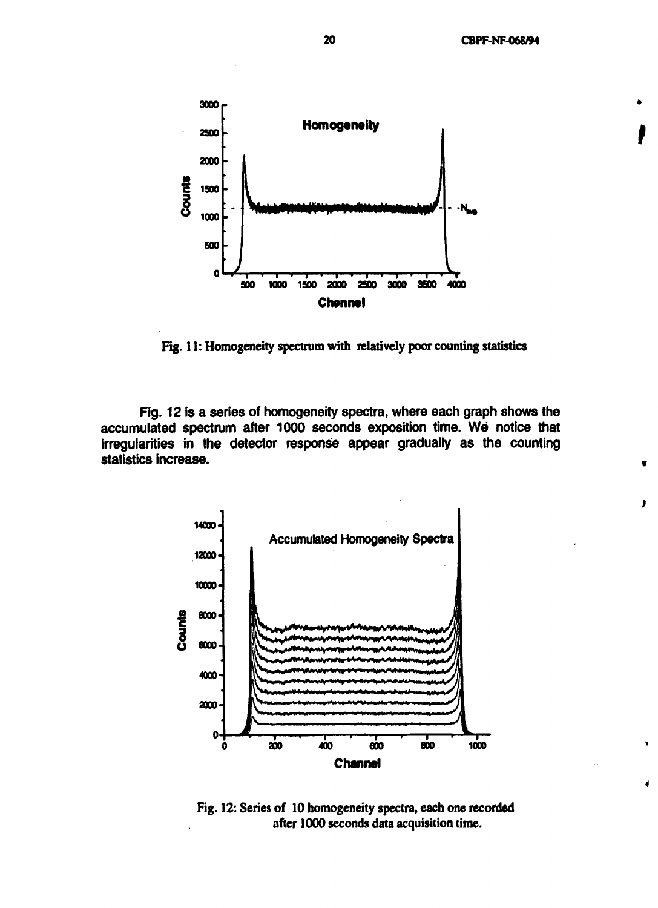Fig. 11: Homogeneity spectrum with relatively poor counting statistics

Fig. 12 is a series of homogeneity spectra, where each graph shows the accumulated spectrum after 1000 seconds exposition time. We notice that irregularities in the detector response appear gradually as the counting statistics increase.

Fig. 12: Series of 10 homogeneity spectra, each one recorded after 1000 seconds data acquisition time.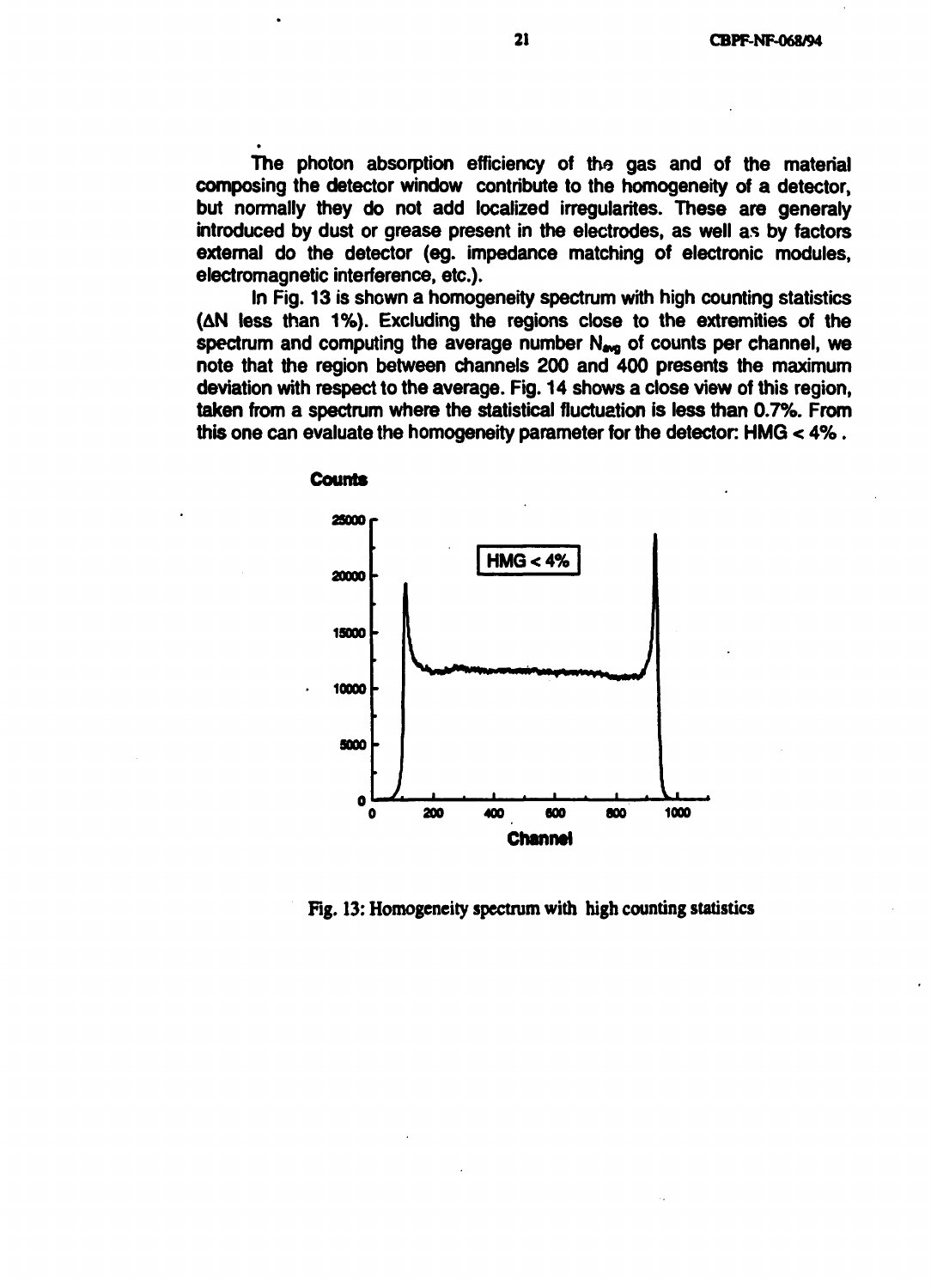The photon absorption efficiency of the gas and of the material composing the detector window contribute to the homogeneity of a detector, but normally they do not add localized irregularites. These are generaly introduced by dust or grease present in the electrodes, as well as by factors external do the detector (eg. impedance matching of electronic modules, electromagnetic interference, etc.).

In Fig. 13 is shown a homogeneity spectrum with high counting statistics ($\Delta N$ less than 1%). Excluding the regions close to the extremities of the spectrum and computing the average number $N_{avg}$ of counts per channel, we note that the region between channels 200 and 400 presents the maximum deviation with respect to the average. Fig. 14 shows a close view of this region, taken from a spectrum where the statistical fluctuation is less than 0.7%. From this one can evaluate the homogeneity parameter for the detector: HMG < 4% .

Fig. 13: Homogeneity spectrum with high counting statistics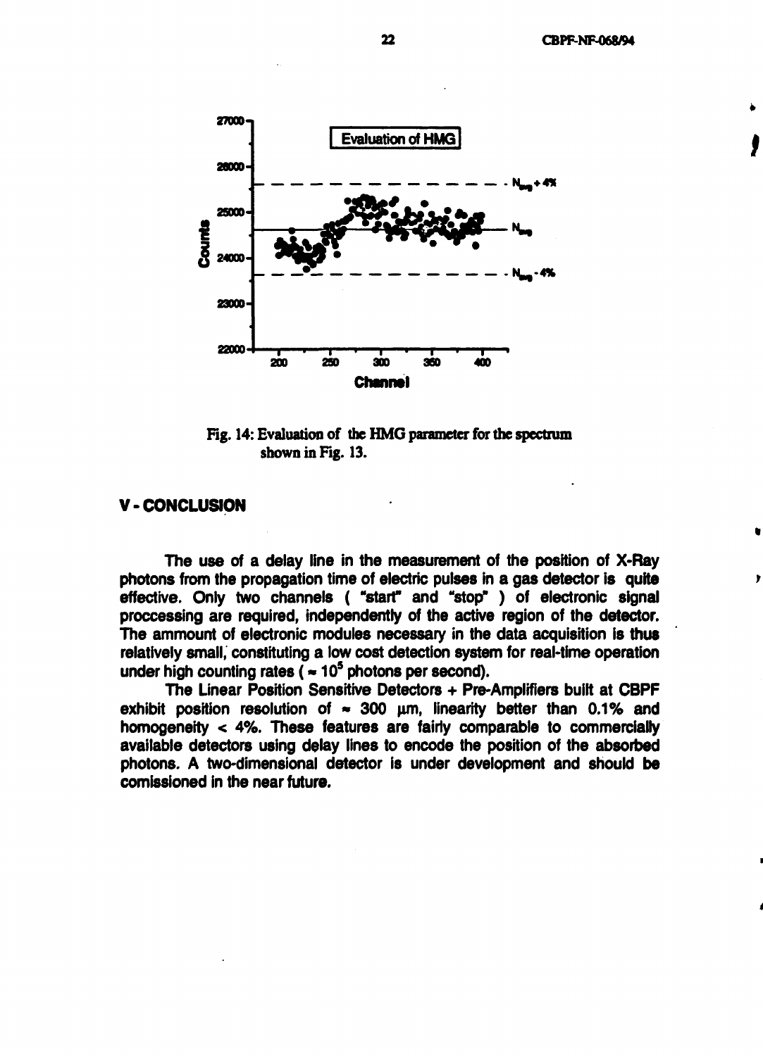Fig. 14: Evaluation of the HMG parameter for the spectrum shown in Fig. 13.

## V - CONCLUSION

The use of a delay line in the measurement of the position of X-Ray photons from the propagation time of electric pulses in a gas detector is quite effective. Only two channels ( "start" and "stop" ) of electronic signal proccessing are required, independently of the active region of the detector. The ammount of electronic modules necessary in the data acquisition is thus relatively small, constituting a low cost detection system for real-time operation under high counting rates ( $\approx 10^5$ photons per second).

The Linear Position Sensitive Detectors + Pre-Amplifiers built at CBPF exhibit position resolution of $\approx$ 300 μm, linearity better than 0.1% and homogeneity < 4%. These features are fairly comparable to commercially available detectors using delay lines to encode the position of the absorbed photons. A two-dimensional detector is under development and should be comissioned in the near future.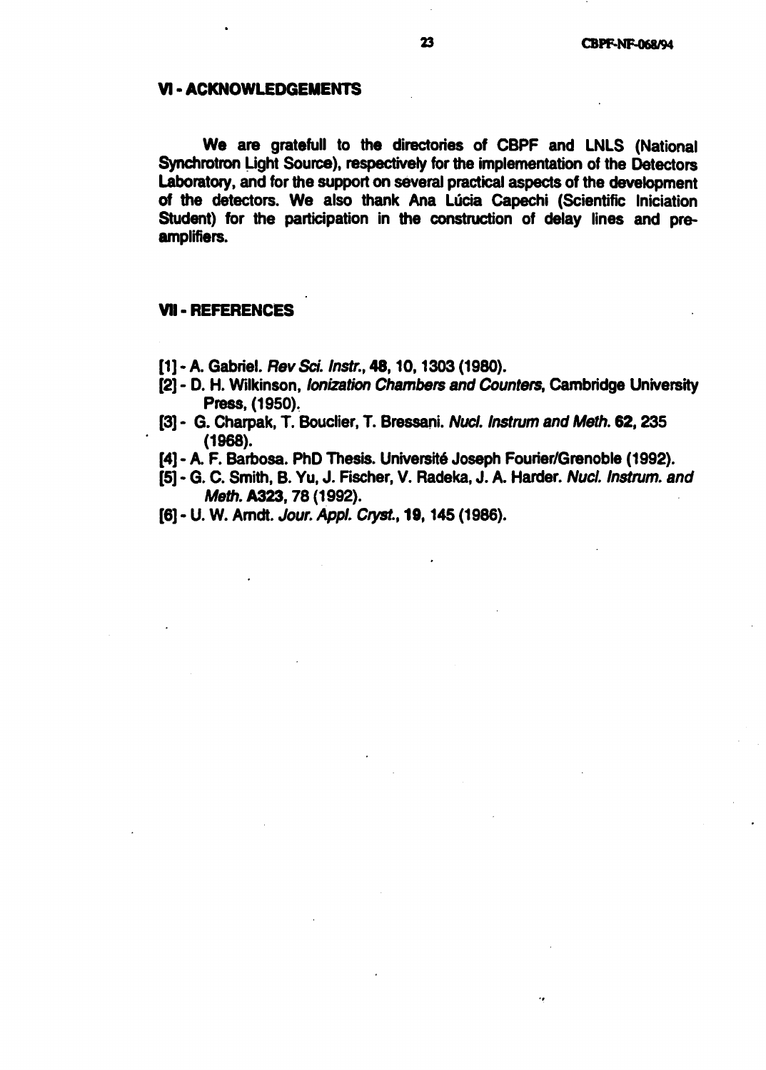## VI - ACKNOWLEDGEMENTS

We are gratefull to the directories of CBPF and LNLS (National Synchrotron Light Source), respectively for the implementation of the Detectors Laboratory, and for the support on several practical aspects of the development of the detectors. We also thank Ana Lúcia Capechi (Scientific Iniciation Student) for the participation in the construction of delay lines and pre-amplifiers.

## VII - REFERENCES

[1] - A. Gabriel. *Rev Sci. Instr.*, **48**, 10, 1303 (1980).

[2] - D. H. Wilkinson, *Ionization Chambers and Counters*, Cambridge University Press, (1950).

[3] - G. Charpak, T. Bouclier, T. Bressani. *Nucl. Instrum and Meth.* **62**, 235 (1968).

[4] - A. F. Barbosa. PhD Thesis. Université Joseph Fourier/Grenoble (1992).

[5] - G. C. Smith, B. Yu, J. Fischer, V. Radeka, J. A. Harder. *Nucl. Instrum. and Meth.* **A323**, 78 (1992).

[6] - U. W. Arndt. *Jour. Appl. Cryst.*, **19**, 145 (1986).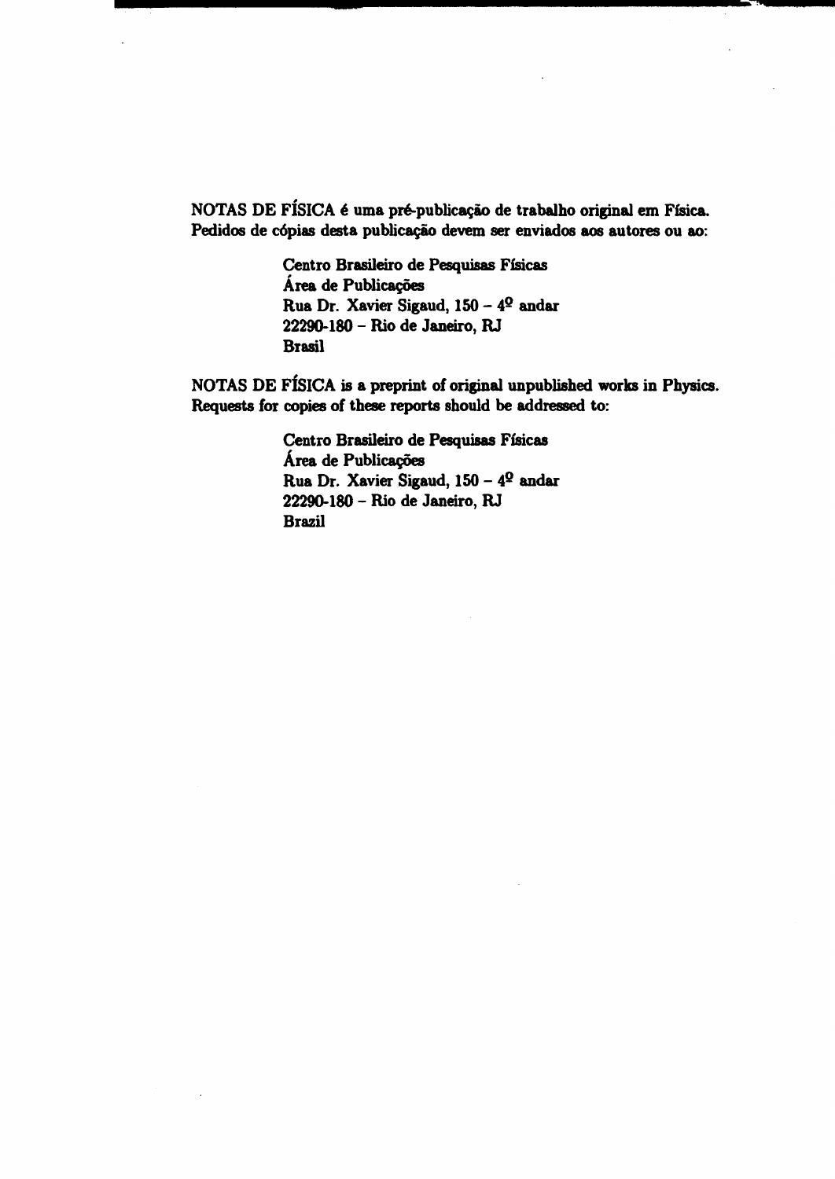**NOTAS DE FÍSICA é uma pré-publicação de trabalho original em Física. Pedidos de cópias desta publicação devem ser enviados aos autores ou ao:**

> **Centro Brasileiro de Pesquisas Físicas**
> **Área de Publicações**
> **Rua Dr. Xavier Sigaud, 150 – 4º andar**
> **22290-180 – Rio de Janeiro, RJ**
> **Brasil**

**NOTAS DE FÍSICA is a preprint of original unpublished works in Physics. Requests for copies of these reports should be addressed to:**

> **Centro Brasileiro de Pesquisas Físicas**
> **Área de Publicações**
> **Rua Dr. Xavier Sigaud, 150 – 4º andar**
> **22290-180 – Rio de Janeiro, RJ**
> **Brazil**